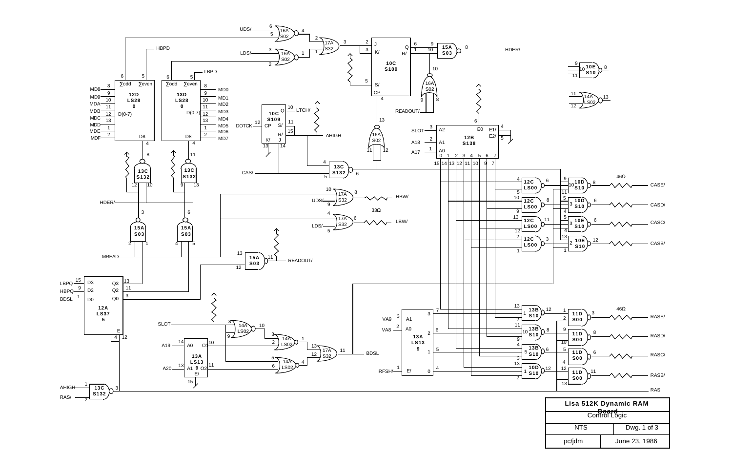| Lisa 512K Dynamic RAM Board | |
|---|---|
| Control Logic | |
| NTS | Dwg. 1 of 3 |
| pc/jdm | June 23, 1986 |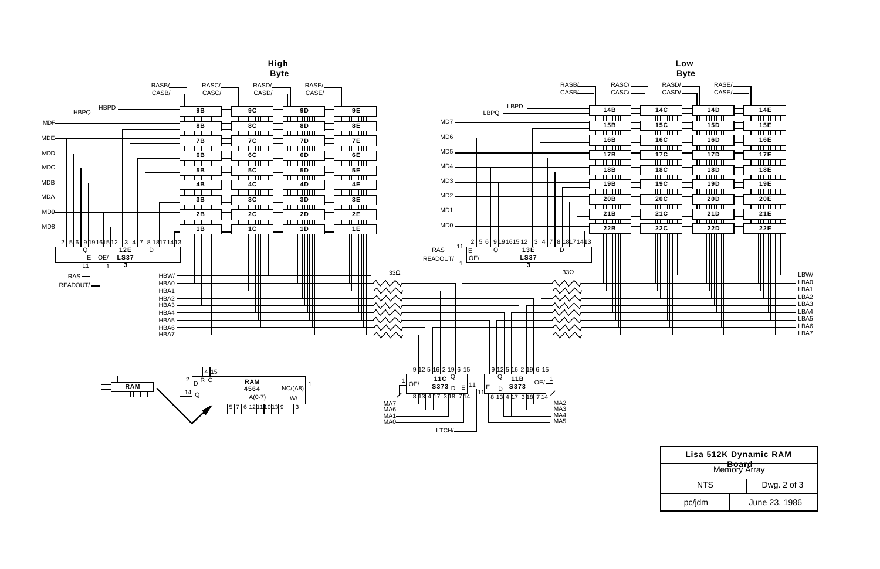**High Byte**

RASB/ CASB/ RASC/ CASC/ RASD/ CASD/ RASE/ CASE/

HBPQ HBPD

| 9B | 9C | 9D | 9E |
|---|---|---|---|
| 8B | 8C | 8D | 8E |
| 7B | 7C | 7D | 7E |
| 6B | 6C | 6D | 6E |
| 5B | 5C | 5D | 5E |
| 4B | 4C | 4D | 4E |
| 3B | 3C | 3D | 3E |
| 2B | 2C | 2D | 2E |
| 1B | 1C | 1D | 1E |

MDF MDE MDD MDC MDB MDA MD9 MD8

2 5 6 9 19 16 15 12 3 4 7 8 18 17 14 13

Q 12E D

E OE/ LS37

11 1 3

RAS

READOUT/

HBW/ HBA0 HBA1 HBA2 HBA3 HBA4 HBA5 HBA6 HBA7

33Ω

**Low Byte**

RASB/ CASB/ RASC/ CASC/ RASD/ CASD/ RASE/ CASE/

LBPQ LBPD

| 14B | 14C | 14D | 14E |
|---|---|---|---|
| 15B | 15C | 15D | 15E |
| 16B | 16C | 16D | 16E |
| 17B | 17C | 17D | 17E |
| 18B | 18C | 18D | 18E |
| 19B | 19C | 19D | 19E |
| 20B | 20C | 20D | 20E |
| 21B | 21C | 21D | 21E |
| 22B | 22C | 22D | 22E |

MD7 MD6 MD5 MD4 MD3 MD2 MD1 MD0

2 5 6 9 19 16 15 12 3 4 7 8 18 17 14 13

RAS 11 E Q 13E D

READOUT/ 1 OE/ LS37 3

33Ω

LBW/ LBA0 LBA1 LBA2 LBA3 LBA4 LBA5 LBA6 LBA7

RAM

2 D R C 4 15

14 Q

RAM 4564 A(0-7) NC/(A8) 1 W/

5 7 6 12 11 10 13 9 3

9 12 5 16 2 19 6 15

1 OE/ 11C S373 Q D E 11

8 13 4 17 3 18 7 14

MA7 MA6 MA1 MA0

LTCH/

9 12 5 16 2 19 6 15

11 E Q D 11B S373 OE/ 1

8 13 4 17 3 18 7 14

MA2 MA3 MA4 MA5

| Lisa 512K Dynamic RAM Board | |
|---|---|
| Memory Array | |
| NTS | Dwg. 2 of 3 |
| pc/jdm | June 23, 1986 |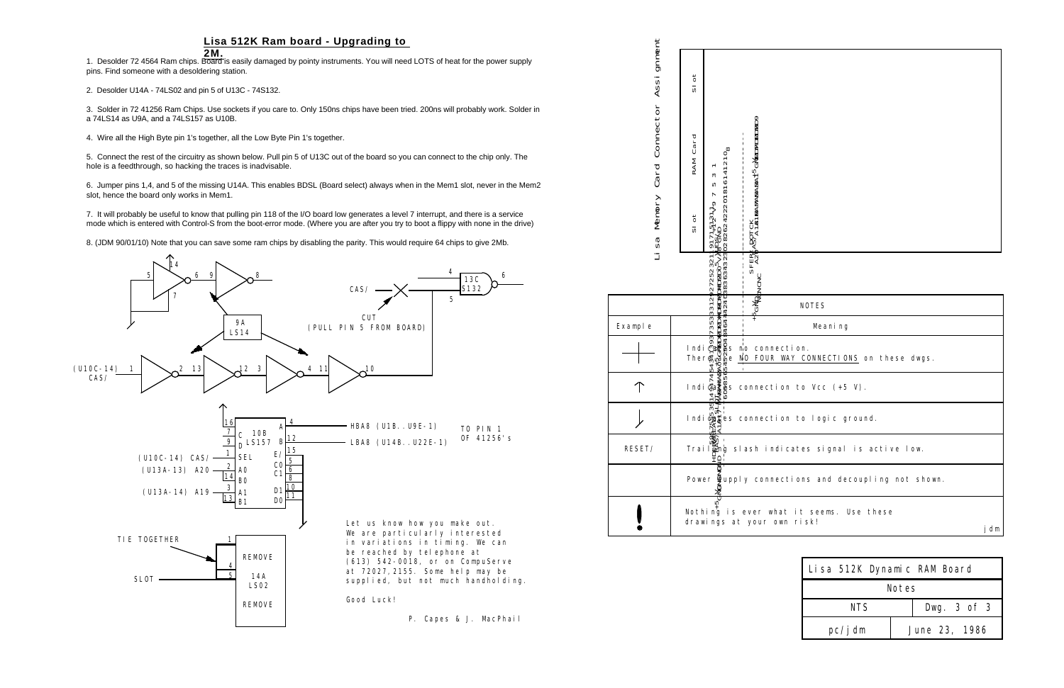## Lisa 512K Ram board - Upgrading to 2M.

1. Desolder 72 4564 Ram chips. Board is easily damaged by pointy instruments. You will need LOTS of heat for the power supply pins. Find someone with a desoldering station.

2. Desolder U14A - 74LS02 and pin 5 of U13C - 74S132.

3. Solder in 72 41256 Ram Chips. Use sockets if you care to. Only 150ns chips have been tried. 200ns will probably work. Solder in a 74LS14 as U9A, and a 74LS157 as U10B.

4. Wire all the High Byte pin 1's together, all the Low Byte Pin 1's together.

5. Connect the rest of the circuitry as shown below. Pull pin 5 of U13C out of the board so you can connect to the chip only. The hole is a feedthrough, so hacking the traces is inadvisable.

6. Jumper pins 1,4, and 5 of the missing U14A. This enables BDSL (Board select) always when in the Mem1 slot, never in the Mem2 slot, hence the board only works in Mem1.

7. It will probably be useful to know that pulling pin 118 of the I/O board low generates a level 7 interrupt, and there is a service mode which is entered with Control-S from the boot-error mode. (Where you are after you try to boot a flippy with none in the drive)

8. (JDM 90/01/10) Note that you can save some ram chips by disabling the parity. This would require 64 chips to give 2Mb.

9A
LS14

CAS/
CUT
(PULL PIN 5 FROM BOARD)

13C
S132

(U10C-14) CAS/

10B
LS157

(U10C-14) CAS/
(U13A-13) A20
(U13A-14) A19

HBA8 (U1B..U9E-1)
LBA8 (U14B..U22E-1)
TO PIN 1 OF 41256's

TIE TOGETHER
SLOT
REMOVE
14A
LS02
REMOVE

Let us know how you make out. We are particularly interested in variations in timing. We can be reached by telephone at (613) 542-0018, or on CompuServe at 72027,2155. Some help may be supplied, but not much handholding.

Good Luck!

P. Capes & J. MacPhail

Lisa Memory Card Connector Assignment

Slot | RAM Card | Slot

| NOTES | |
|---|---|
| Example | Meaning |
| (symbol) | Indicates no connection. There are NO FOUR WAY CONNECTIONS on these dwgs. |
| (symbol) | Indicates connection to Vcc (+5 V). |
| (symbol) | Indicates connection to logic ground. |
| RESET/ | Trailing slash indicates signal is active low. |
| | Power supply connections and decoupling not shown. |
| ! | Nothing is ever what it seems. Use these drawings at your own risk! |

jdm

| Lisa 512K Dynamic RAM Board | |
|---|---|
| Notes | |
| NTS | Dwg. 3 of 3 |
| pc/jdm | June 23, 1986 |